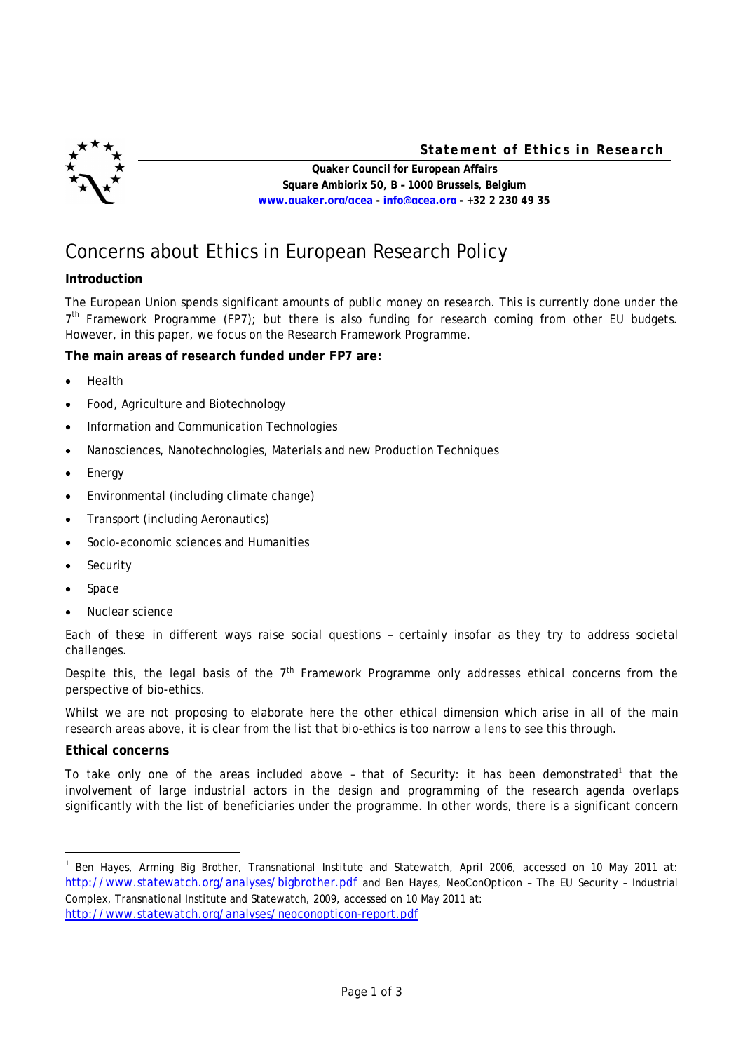**Statement of Ethics in Research**

**Quaker Council for European Affairs**
**Square Ambiorix 50, B – 1000 Brussels, Belgium**
**www.quaker.org/qcea - info@qcea.org - +32 2 230 49 35**

# Concerns about Ethics in European Research Policy

### Introduction

The European Union spends significant amounts of public money on research. This is currently done under the 7$^{th}$ Framework Programme (FP7); but there is also funding for research coming from other EU budgets. However, in this paper, we focus on the Research Framework Programme.

### The main areas of research funded under FP7 are:

- Health
- Food, Agriculture and Biotechnology
- Information and Communication Technologies
- Nanosciences, Nanotechnologies, Materials and new Production Techniques
- Energy
- Environmental (including climate change)
- Transport (including Aeronautics)
- Socio-economic sciences and Humanities
- Security
- Space
- Nuclear science

Each of these in different ways raise social questions – certainly insofar as they try to address societal challenges.

Despite this, the legal basis of the 7$^{th}$ Framework Programme only addresses ethical concerns from the perspective of bio-ethics.

Whilst we are not proposing to elaborate here the other ethical dimension which arise in all of the main research areas above, it is clear from the list that bio-ethics is too narrow a lens to see this through.

### Ethical concerns

To take only one of the areas included above – that of Security: it has been demonstrated[1] that the involvement of large industrial actors in the design and programming of the research agenda overlaps significantly with the list of beneficiaries under the programme. In other words, there is a significant concern

---

[1] Ben Hayes, Arming Big Brother, Transnational Institute and Statewatch, April 2006, accessed on 10 May 2011 at: http://www.statewatch.org/analyses/bigbrother.pdf and Ben Hayes, NeoConOpticon – The EU Security – Industrial Complex, Transnational Institute and Statewatch, 2009, accessed on 10 May 2011 at: http://www.statewatch.org/analyses/neoconopticon-report.pdf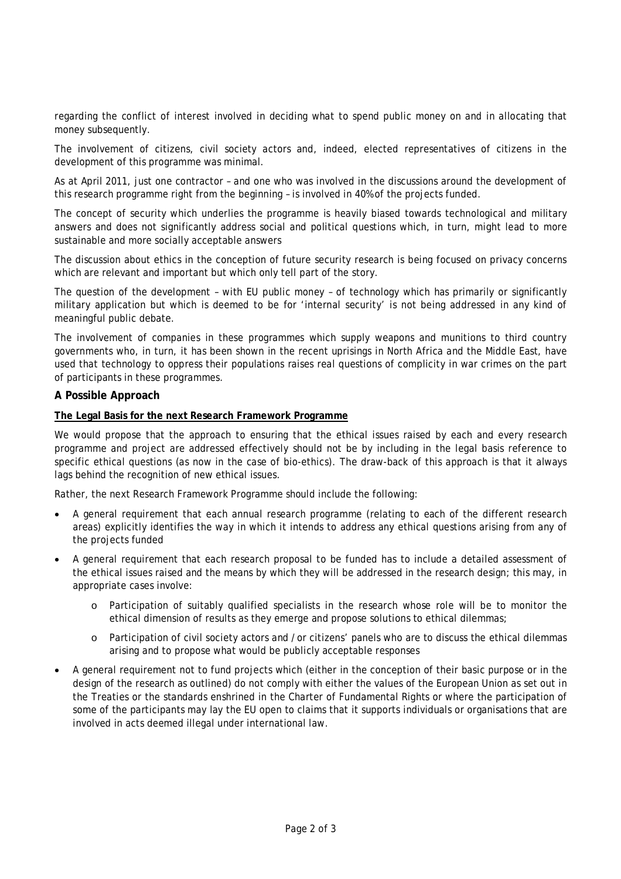regarding the conflict of interest involved in deciding what to spend public money on and in allocating that money subsequently.

The involvement of citizens, civil society actors and, indeed, elected representatives of citizens in the development of this programme was minimal.

As at April 2011, just one contractor – and one who was involved in the discussions around the development of this research programme right from the beginning – is involved in 40% of the projects funded.

The concept of security which underlies the programme is heavily biased towards technological and military answers and does not significantly address social and political questions which, in turn, might lead to more sustainable and more socially acceptable answers

The discussion about ethics in the conception of future security research is being focused on privacy concerns which are relevant and important but which only tell part of the story.

The question of the development – with EU public money – of technology which has primarily or significantly military application but which is deemed to be for 'internal security' is not being addressed in any kind of meaningful public debate.

The involvement of companies in these programmes which supply weapons and munitions to third country governments who, in turn, it has been shown in the recent uprisings in North Africa and the Middle East, have used that technology to oppress their populations raises real questions of complicity in war crimes on the part of participants in these programmes.

## A Possible Approach

**The Legal Basis for the next Research Framework Programme**

We would propose that the approach to ensuring that the ethical issues raised by each and every research programme and project are addressed effectively should not be by including in the legal basis reference to specific ethical questions (as now in the case of bio-ethics). The draw-back of this approach is that it always lags behind the recognition of new ethical issues.

Rather, the next Research Framework Programme should include the following:

- A general requirement that each annual research programme (relating to each of the different research areas) explicitly identifies the way in which it intends to address any ethical questions arising from any of the projects funded
- A general requirement that each research proposal to be funded has to include a detailed assessment of the ethical issues raised and the means by which they will be addressed in the research design; this may, in appropriate cases involve:
  - Participation of suitably qualified specialists in the research whose role will be to monitor the ethical dimension of results as they emerge and propose solutions to ethical dilemmas;
  - Participation of civil society actors and / or citizens' panels who are to discuss the ethical dilemmas arising and to propose what would be publicly acceptable responses
- A general requirement not to fund projects which (either in the conception of their basic purpose or in the design of the research as outlined) do not comply with either the values of the European Union as set out in the Treaties or the standards enshrined in the Charter of Fundamental Rights or where the participation of some of the participants may lay the EU open to claims that it supports individuals or organisations that are involved in acts deemed illegal under international law.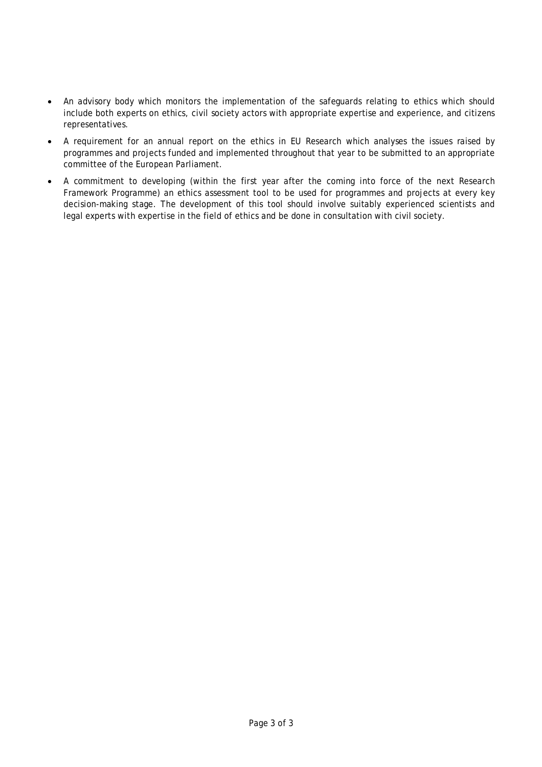- An advisory body which monitors the implementation of the safeguards relating to ethics which should include both experts on ethics, civil society actors with appropriate expertise and experience, and citizens representatives.
- A requirement for an annual report on the ethics in EU Research which analyses the issues raised by programmes and projects funded and implemented throughout that year to be submitted to an appropriate committee of the European Parliament.
- A commitment to developing (within the first year after the coming into force of the next Research Framework Programme) an ethics assessment tool to be used for programmes and projects at every key decision-making stage. The development of this tool should involve suitably experienced scientists and legal experts with expertise in the field of ethics and be done in consultation with civil society.